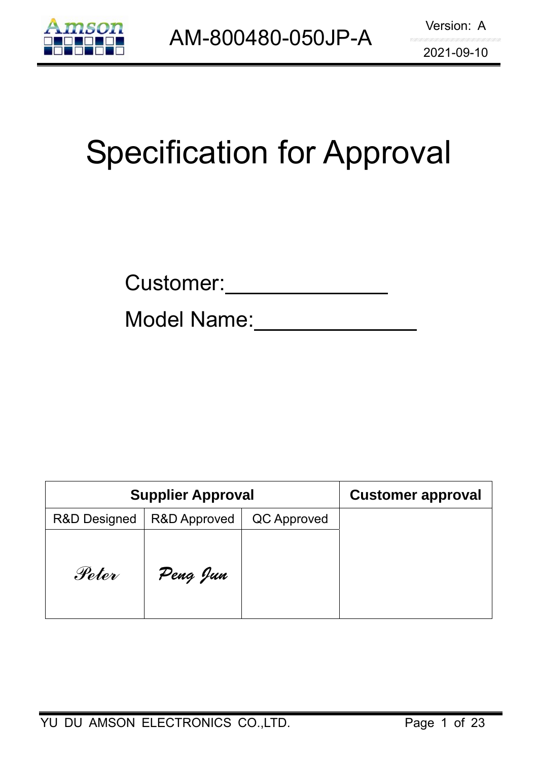AM-800480-050JP-A

Version: A

2021-09-10

# Specification for Approval

Customer:______________

Model Name:______________

| Supplier Approval | | | Customer approval |
|---|---|---|---|
| R&D Designed | R&D Approved | QC Approved | |
| Peter | Peng Jun | | |

YU DU AMSON ELECTRONICS CO.,LTD.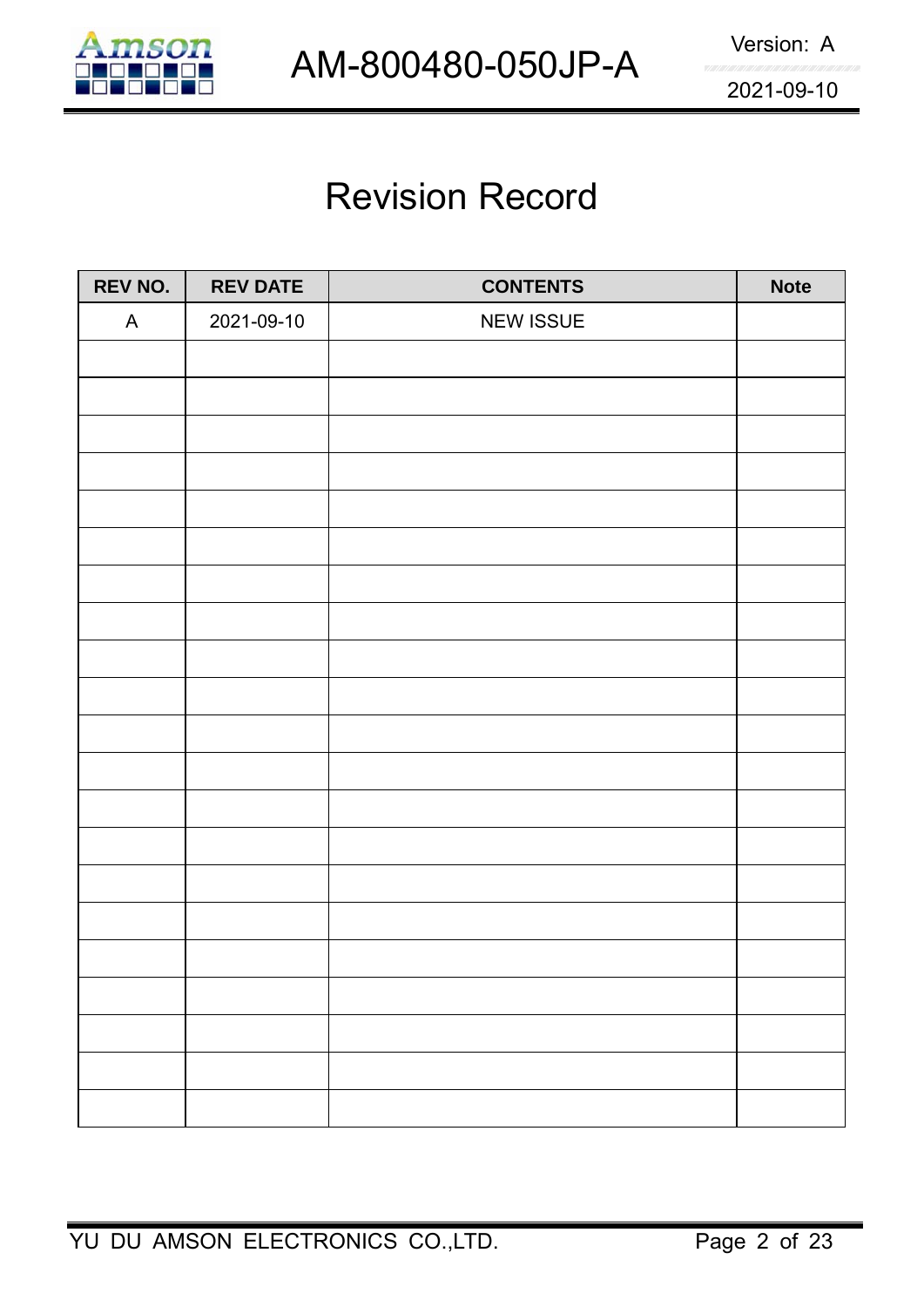# Revision Record

| REV NO. | REV DATE | CONTENTS | Note |
|---|---|---|---|
| A | 2021-09-10 | NEW ISSUE | |
| | | | |
| | | | |
| | | | |
| | | | |
| | | | |
| | | | |
| | | | |
| | | | |
| | | | |
| | | | |
| | | | |
| | | | |
| | | | |
| | | | |
| | | | |
| | | | |
| | | | |
| | | | |
| | | | |
| | | | |
| | | | |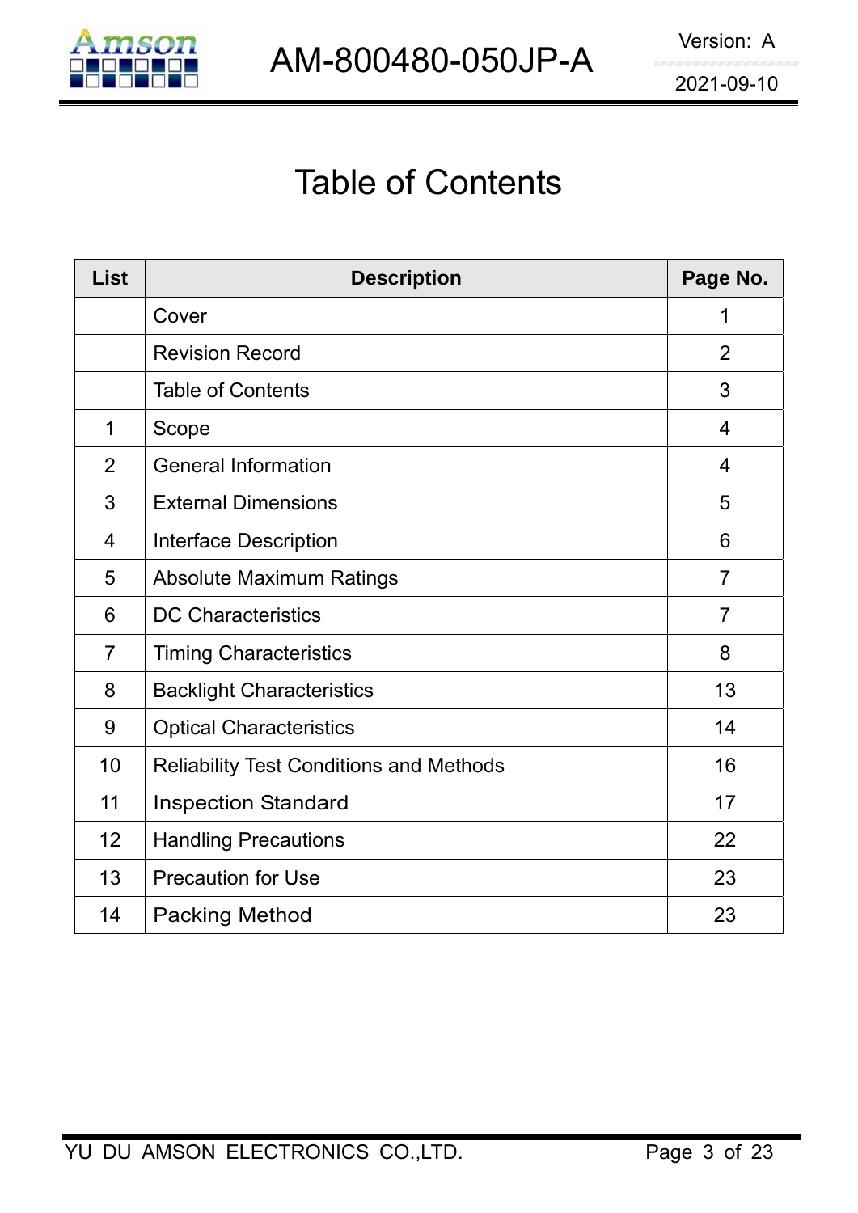# Table of Contents

| List | Description | Page No. |
|---|---|---|
| | Cover | 1 |
| | Revision Record | 2 |
| | Table of Contents | 3 |
| 1 | Scope | 4 |
| 2 | General Information | 4 |
| 3 | External Dimensions | 5 |
| 4 | Interface Description | 6 |
| 5 | Absolute Maximum Ratings | 7 |
| 6 | DC Characteristics | 7 |
| 7 | Timing Characteristics | 8 |
| 8 | Backlight Characteristics | 13 |
| 9 | Optical Characteristics | 14 |
| 10 | Reliability Test Conditions and Methods | 16 |
| 11 | Inspection Standard | 17 |
| 12 | Handling Precautions | 22 |
| 13 | Precaution for Use | 23 |
| 14 | Packing Method | 23 |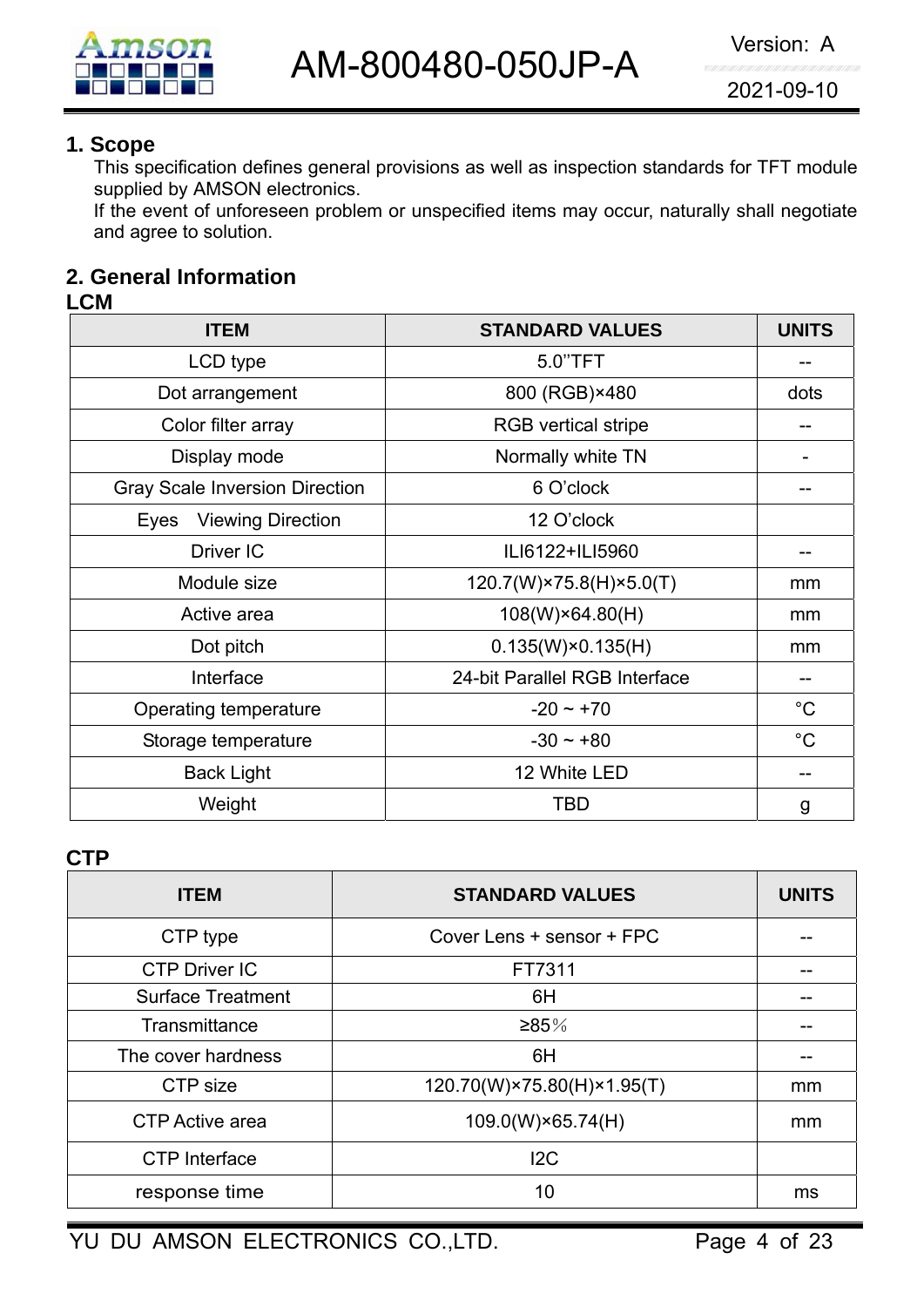## 1. Scope

This specification defines general provisions as well as inspection standards for TFT module supplied by AMSON electronics.

If the event of unforeseen problem or unspecified items may occur, naturally shall negotiate and agree to solution.

## 2. General Information

### LCM

| ITEM | STANDARD VALUES | UNITS |
|---|---|---|
| LCD type | 5.0''TFT | -- |
| Dot arrangement | 800 (RGB)×480 | dots |
| Color filter array | RGB vertical stripe | -- |
| Display mode | Normally white TN | - |
| Gray Scale Inversion Direction | 6 O'clock | -- |
| Eyes Viewing Direction | 12 O'clock | |
| Driver IC | ILI6122+ILI5960 | -- |
| Module size | 120.7(W)×75.8(H)×5.0(T) | mm |
| Active area | 108(W)×64.80(H) | mm |
| Dot pitch | 0.135(W)×0.135(H) | mm |
| Interface | 24-bit Parallel RGB Interface | -- |
| Operating temperature | -20 ~ +70 | °C |
| Storage temperature | -30 ~ +80 | °C |
| Back Light | 12 White LED | -- |
| Weight | TBD | g |

### CTP

| ITEM | STANDARD VALUES | UNITS |
|---|---|---|
| CTP type | Cover Lens + sensor + FPC | -- |
| CTP Driver IC | FT7311 | -- |
| Surface Treatment | 6H | -- |
| Transmittance | ≥85％ | -- |
| The cover hardness | 6H | -- |
| CTP size | 120.70(W)×75.80(H)×1.95(T) | mm |
| CTP Active area | 109.0(W)×65.74(H) | mm |
| CTP Interface | I2C | |
| response time | 10 | ms |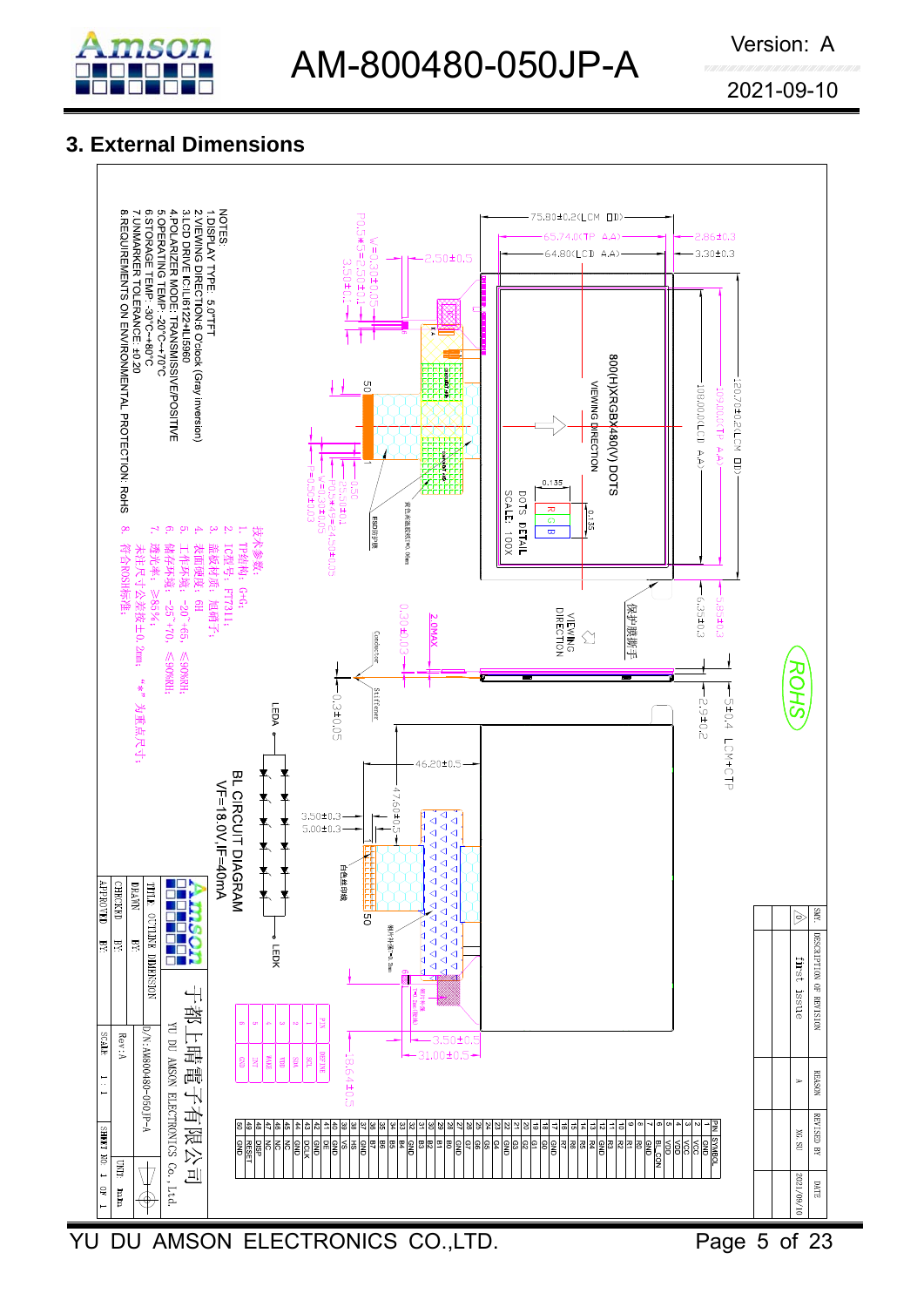## 3. External Dimensions

NOTES:
1.DISPLAY TYPE: 5.0"TFT
2.VIEWING DIRECTION:6 O'clock (Gray inversion)
3.LCD DRIVE IC:ILI6122+ILI5960
4.POLARIZER MODE: TRANSMISSIVE/POSITIVE
5.OPERATING TEMP: -20°C~+70°C
6.STORAGE TEMP: -30°C~+80°C
7.UNMARKER TOLERANCE: ±0.20
8.REQUIREMENTS ON ENVIRONMENTAL PROTECTION: RoHS

技术参数:
1. TP结构: G+G;
2. IC型号: FT7311;
3. 盖板材质: 钢化玻璃;
4. 表面硬度: 6H
5. 工作环境: -20~+65, ≤90%RH;
6. 储存环境: -25~+70, ≤90%RH;
7. 透光率: ≥85%;
8. 未注尺寸公差按±0.2mm; "*"为重点尺寸;
9. 符合ROHS标准;

800(H)XRGBX480(V) DOTS
VIEWING DIRECTION
DOTS DETAIL SCALE: 100X

BL CIRCUIT DIAGRAM
VF=18.0V,IF=40mA

| PIN | DEFINE |
|---|---|
| 1 | SCL |
| 2 | SDA |
| 3 | VDD |
| 4 | WAKE |
| 5 | INT |
| 6 | GND |

| PIN | SYMBOL |
|---|---|
| 1 | GND |
| 2 | VCC |
| 3 | VCC |
| 4 | VDD |
| 5 | VDD |
| 6 | BL_CON |
| 7 | GND |
| 8 | R0 |
| 9 | R1 |
| 10 | R2 |
| 11 | R3 |
| 12 | GND |
| 13 | R4 |
| 14 | R5 |
| 15 | R6 |
| 16 | R7 |
| 17 | GND |
| 18 | G0 |
| 19 | G1 |
| 20 | G2 |
| 21 | G3 |
| 22 | GND |
| 23 | G4 |
| 24 | G5 |
| 25 | G6 |
| 26 | G7 |
| 27 | GND |
| 28 | B0 |
| 29 | B1 |
| 30 | B2 |
| 31 | B3 |
| 32 | GND |
| 33 | B4 |
| 34 | B5 |
| 35 | B6 |
| 36 | B7 |
| 37 | GND |
| 38 | HS |
| 39 | VS |
| 40 | GND |
| 41 | DE |
| 42 | GND |
| 43 | DCLK |
| 44 | GND |
| 45 | NC |
| 46 | NC |
| 47 | NC |
| 48 | DISP |
| 49 | RESET |
| 50 | GND |

| SMY. | DESCRIPTION OF REVISION | REASON | REVISED BY | DATE |
|---|---|---|---|---|
| A | first issue | A | XG. SU | 2021/09/10 |

于都上晴電子有限公司
YU DU AMSON ELECTRONICS Co.,Ltd.

TITLE: OUTLINE DIMENSION
P/N: AM800480-050JP-A
Rev: A
SCALE: 1:1
UNIT: mm
SHEET NO. 1 OF 1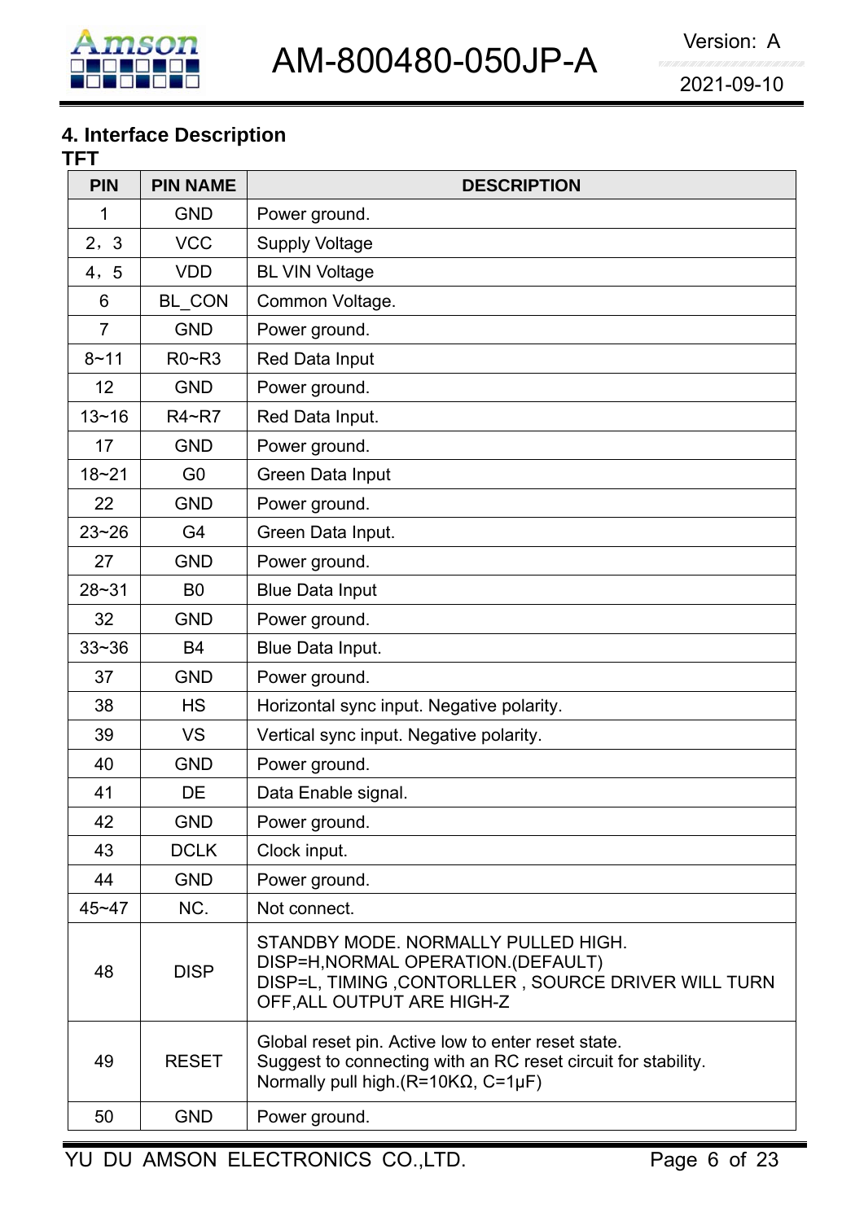## 4. Interface Description

**TFT**

| PIN | PIN NAME | DESCRIPTION |
|---|---|---|
| 1 | GND | Power ground. |
| 2，3 | VCC | Supply Voltage |
| 4，5 | VDD | BL VIN Voltage |
| 6 | BL_CON | Common Voltage. |
| 7 | GND | Power ground. |
| 8~11 | R0~R3 | Red Data Input |
| 12 | GND | Power ground. |
| 13~16 | R4~R7 | Red Data Input. |
| 17 | GND | Power ground. |
| 18~21 | G0 | Green Data Input |
| 22 | GND | Power ground. |
| 23~26 | G4 | Green Data Input. |
| 27 | GND | Power ground. |
| 28~31 | B0 | Blue Data Input |
| 32 | GND | Power ground. |
| 33~36 | B4 | Blue Data Input. |
| 37 | GND | Power ground. |
| 38 | HS | Horizontal sync input. Negative polarity. |
| 39 | VS | Vertical sync input. Negative polarity. |
| 40 | GND | Power ground. |
| 41 | DE | Data Enable signal. |
| 42 | GND | Power ground. |
| 43 | DCLK | Clock input. |
| 44 | GND | Power ground. |
| 45~47 | NC. | Not connect. |
| 48 | DISP | STANDBY MODE. NORMALLY PULLED HIGH.<br>DISP=H,NORMAL OPERATION.(DEFAULT)<br>DISP=L, TIMING ,CONTORLLER , SOURCE DRIVER WILL TURN OFF,ALL OUTPUT ARE HIGH-Z |
| 49 | RESET | Global reset pin. Active low to enter reset state.<br>Suggest to connecting with an RC reset circuit for stability.<br>Normally pull high.(R=10KΩ, C=1μF) |
| 50 | GND | Power ground. |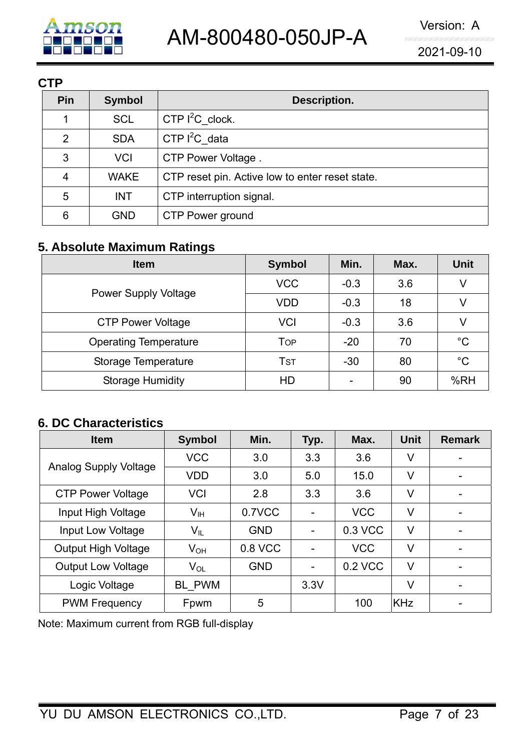**CTP**

| Pin | Symbol | Description. |
|---|---|---|
| 1 | SCL | CTP $I^2C$_clock. |
| 2 | SDA | CTP $I^2C$_data |
| 3 | VCI | CTP Power Voltage . |
| 4 | WAKE | CTP reset pin. Active low to enter reset state. |
| 5 | INT | CTP interruption signal. |
| 6 | GND | CTP Power ground |

## 5. Absolute Maximum Ratings

| Item | Symbol | Min. | Max. | Unit |
|---|---|---|---|---|
| Power Supply Voltage | VCC | -0.3 | 3.6 | V |
| | VDD | -0.3 | 18 | V |
| CTP Power Voltage | VCI | -0.3 | 3.6 | V |
| Operating Temperature | $T_{OP}$ | -20 | 70 | °C |
| Storage Temperature | $T_{ST}$ | -30 | 80 | °C |
| Storage Humidity | HD | - | 90 | %RH |

## 6. DC Characteristics

| Item | Symbol | Min. | Typ. | Max. | Unit | Remark |
|---|---|---|---|---|---|---|
| Analog Supply Voltage | VCC | 3.0 | 3.3 | 3.6 | V | - |
| | VDD | 3.0 | 5.0 | 15.0 | V | - |
| CTP Power Voltage | VCI | 2.8 | 3.3 | 3.6 | V | - |
| Input High Voltage | $V_{IH}$ | 0.7VCC | - | VCC | V | - |
| Input Low Voltage | $V_{IL}$ | GND | - | 0.3 VCC | V | - |
| Output High Voltage | $V_{OH}$ | 0.8 VCC | - | VCC | V | - |
| Output Low Voltage | $V_{OL}$ | GND | - | 0.2 VCC | V | - |
| Logic Voltage | BL_PWM | | 3.3V | | V | - |
| PWM Frequency | Fpwm | 5 | | 100 | KHz | - |

Note: Maximum current from RGB full-display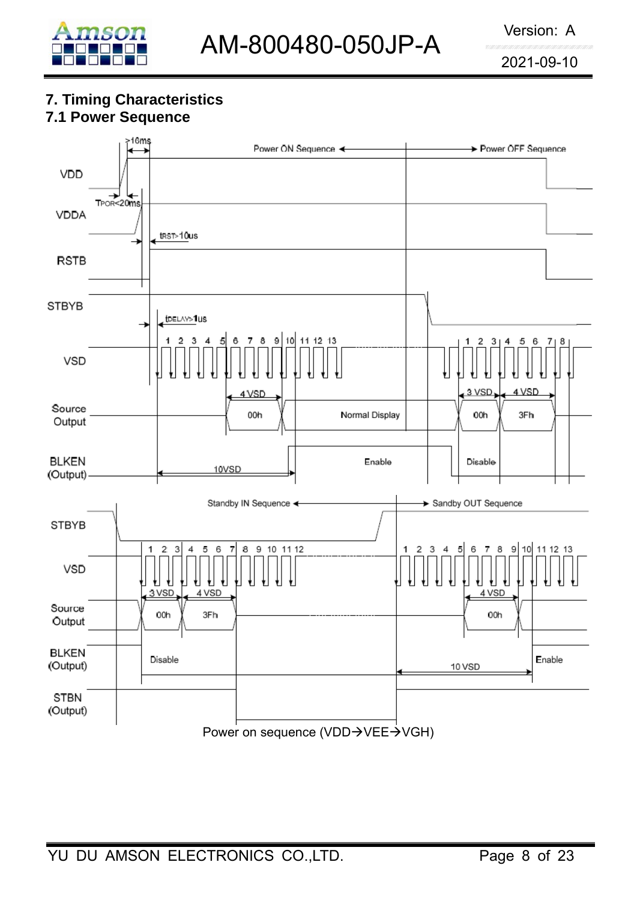## 7. Timing Characteristics

### 7.1 Power Sequence

Power on sequence (VDD→VEE→VGH)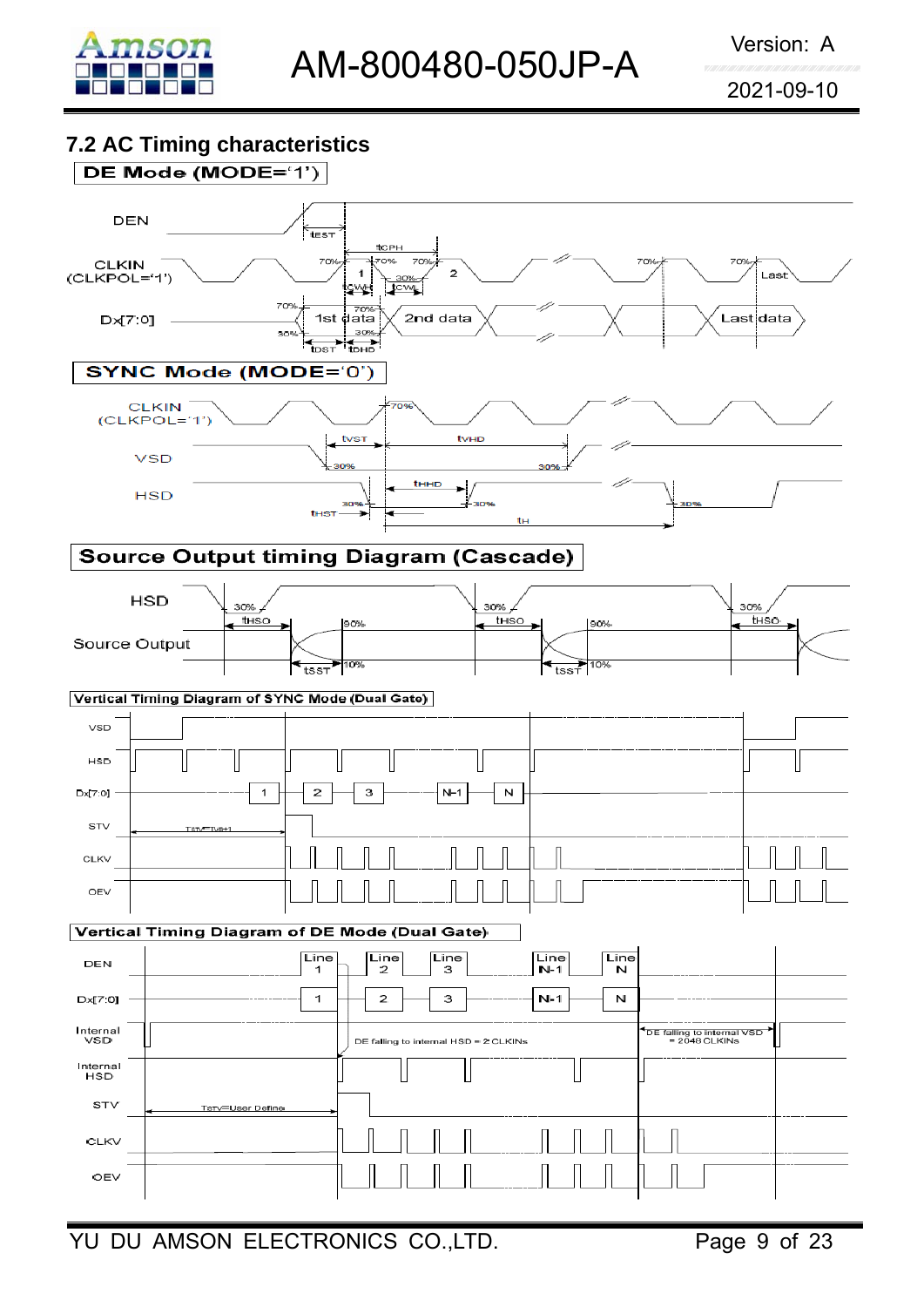## 7.2 AC Timing characteristics

**DE Mode (MODE='1')**

DEN

CLKIN (CLKPOL='1')

Dx[7:0]

tEST, tCPH, tCWH, tCWL, tDST, tDHD

1st data, 2nd data, Last data

**SYNC Mode (MODE='0')**

CLKIN (CLKPOL='1')

VSD

HSD

tVST, tVHD, tHHD, tHST, tH

**Source Output timing Diagram (Cascade)**

HSD

Source Output

tHSO, tSST

**Vertical Timing Diagram of SYNC Mode (Dual Gate)**

VSD, HSD, Dx[7:0], STV, CLKV, OEV

TSTV=TVB+1

**Vertical Timing Diagram of DE Mode (Dual Gate)**

DEN, Dx[7:0], Internal VSD, Internal HSD, STV, CLKV, OEV

Line 1, Line 2, Line 3, Line N-1, Line N

DE falling to internal HSD = 2 CLKINs

DE falling to internal VSD = 2048 CLKINs

TSTV=User Define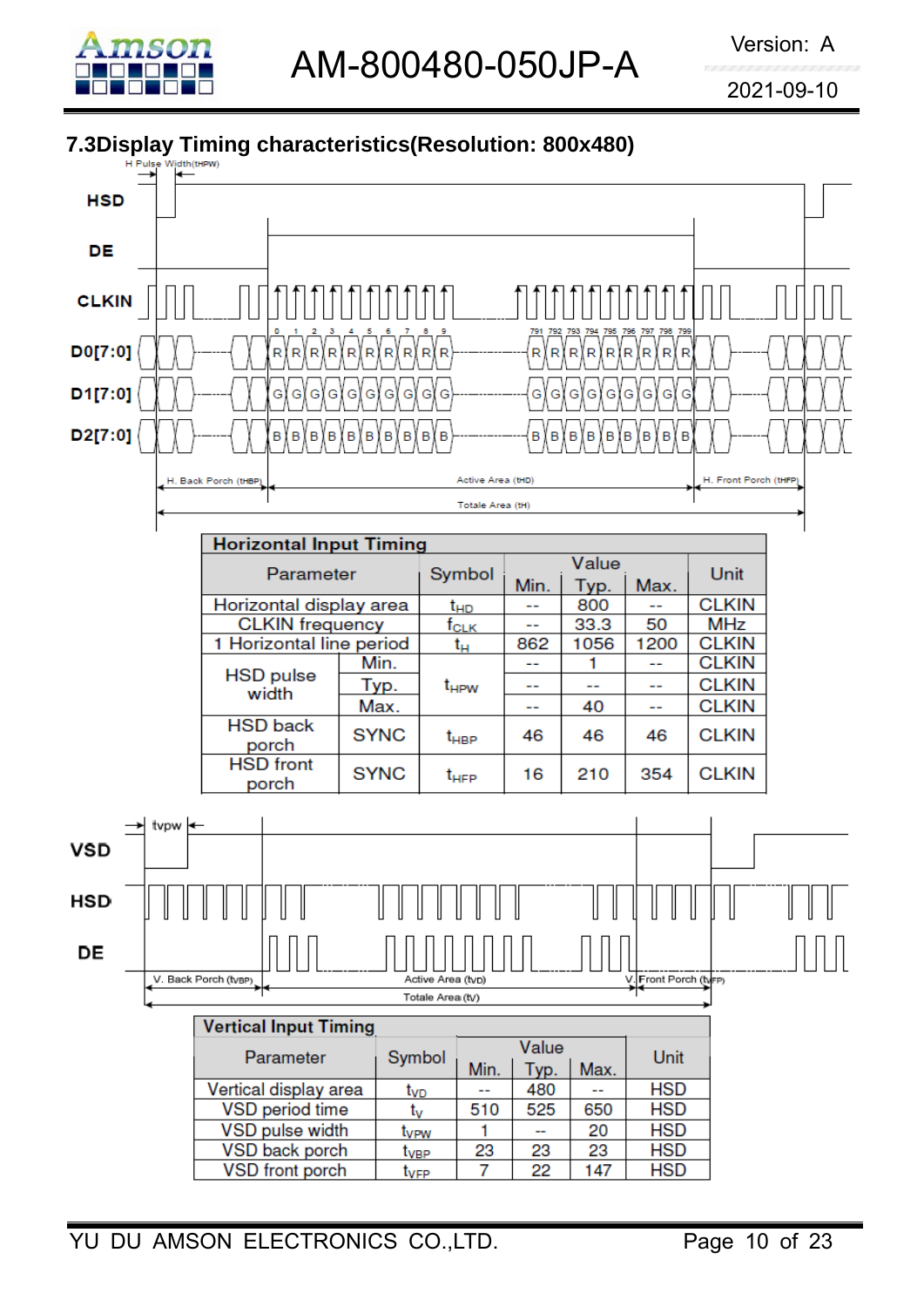## 7.3Display Timing characteristics(Resolution: 800x480)

| Horizontal Input Timing | | | | | | |
|---|---|---|---|---|---|---|
| Parameter | | Symbol | Value | | | Unit |
| | | | Min. | Typ. | Max. | |
| Horizontal display area | | $t_{HD}$ | -- | 800 | -- | CLKIN |
| CLKIN frequency | | $f_{CLK}$ | -- | 33.3 | 50 | MHz |
| 1 Horizontal line period | | $t_H$ | 862 | 1056 | 1200 | CLKIN |
| HSD pulse width | Min. | $t_{HPW}$ | -- | 1 | -- | CLKIN |
| | Typ. | | -- | -- | -- | CLKIN |
| | Max. | | -- | 40 | -- | CLKIN |
| HSD back porch | SYNC | $t_{HBP}$ | 46 | 46 | 46 | CLKIN |
| HSD front porch | SYNC | $t_{HFP}$ | 16 | 210 | 354 | CLKIN |

| Vertical Input Timing | | | | | |
|---|---|---|---|---|---|
| Parameter | Symbol | Value | | | Unit |
| | | Min. | Typ. | Max. | |
| Vertical display area | $t_{VD}$ | -- | 480 | -- | HSD |
| VSD period time | $t_V$ | 510 | 525 | 650 | HSD |
| VSD pulse width | $t_{VPW}$ | 1 | -- | 20 | HSD |
| VSD back porch | $t_{VBP}$ | 23 | 23 | 23 | HSD |
| VSD front porch | $t_{VFP}$ | 7 | 22 | 147 | HSD |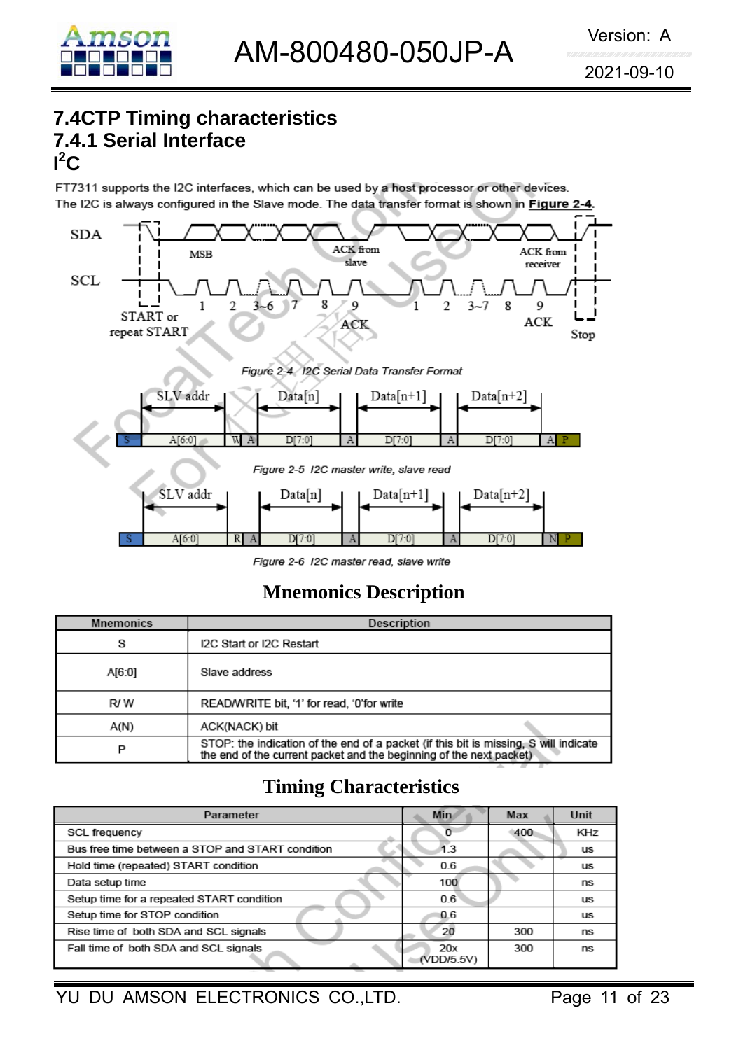## 7.4CTP Timing characteristics

### 7.4.1 Serial Interface

### I²C

FT7311 supports the I2C interfaces, which can be used by a host processor or other devices. The I2C is always configured in the Slave mode. The data transfer format is shown in **Figure 2-4**.

*Figure 2-4 I2C Serial Data Transfer Format*

*Figure 2-5 I2C master write, slave read*

*Figure 2-6 I2C master read, slave write*

### Mnemonics Description

| Mnemonics | Description |
|---|---|
| S | I2C Start or I2C Restart |
| A[6:0] | Slave address |
| R/ W | READ/WRITE bit, '1' for read, '0'for write |
| A(N) | ACK(NACK) bit |
| P | STOP: the indication of the end of a packet (if this bit is missing, S will indicate the end of the current packet and the beginning of the next packet) |

### Timing Characteristics

| Parameter | Min | Max | Unit |
|---|---|---|---|
| SCL frequency | 0 | 400 | KHz |
| Bus free time between a STOP and START condition | 1.3 | | us |
| Hold time (repeated) START condition | 0.6 | | us |
| Data setup time | 100 | | ns |
| Setup time for a repeated START condition | 0.6 | | us |
| Setup time for STOP condition | 0.6 | | us |
| Rise time of both SDA and SCL signals | 20 | 300 | ns |
| Fall time of both SDA and SCL signals | 20x (VDD/5.5V) | 300 | ns |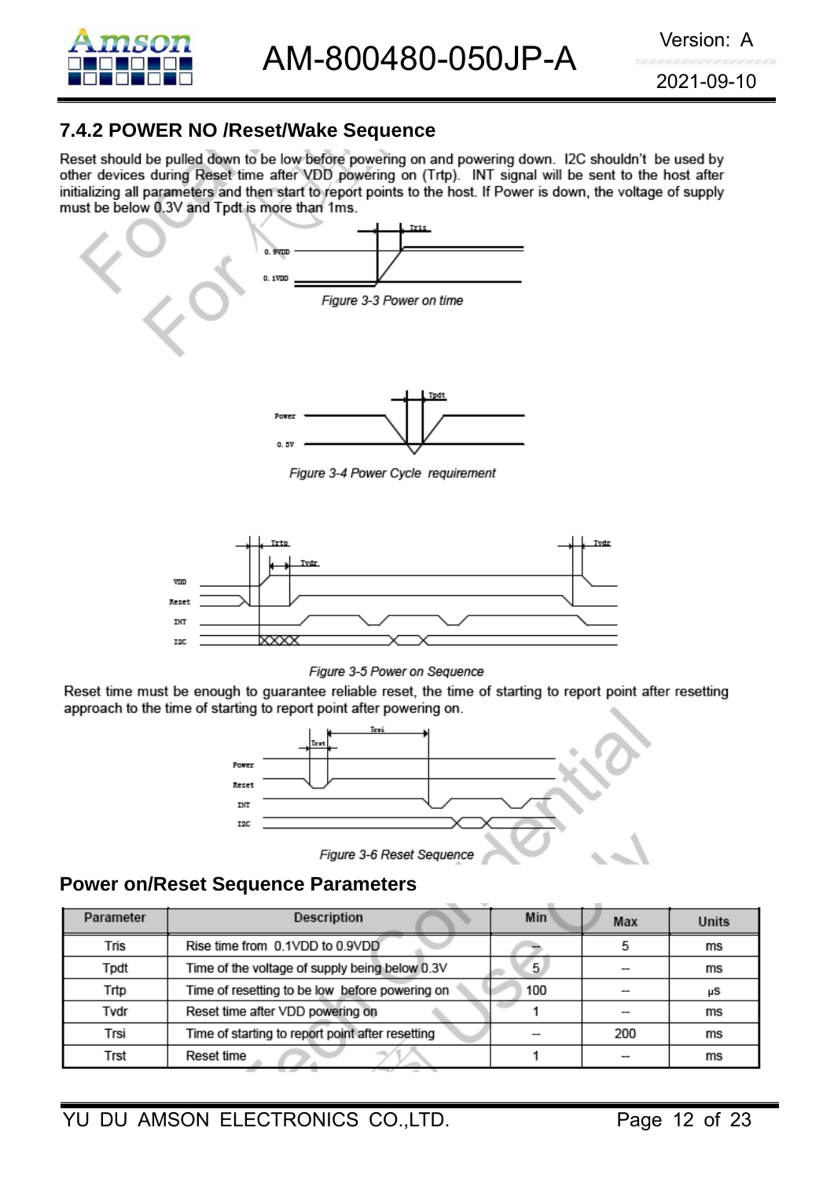### 7.4.2 POWER NO /Reset/Wake Sequence

Reset should be pulled down to be low before powering on and powering down. I2C shouldn't be used by other devices during Reset time after VDD powering on (Trtp). INT signal will be sent to the host after initializing all parameters and then start to report points to the host. If Power is down, the voltage of supply must be below 0.3V and Tpdt is more than 1ms.

*Figure 3-3 Power on time*

*Figure 3-4 Power Cycle requirement*

*Figure 3-5 Power on Sequence*

Reset time must be enough to guarantee reliable reset, the time of starting to report point after resetting approach to the time of starting to report point after powering on.

*Figure 3-6 Reset Sequence*

## Power on/Reset Sequence Parameters

| Parameter | Description | Min | Max | Units |
|---|---|---|---|---|
| Tris | Rise time from 0.1VDD to 0.9VDD | -- | 5 | ms |
| Tpdt | Time of the voltage of supply being below 0.3V | 5 | -- | ms |
| Trtp | Time of resetting to be low before powering on | 100 | -- | μs |
| Tvdr | Reset time after VDD powering on | 1 | -- | ms |
| Trsi | Time of starting to report point after resetting | -- | 200 | ms |
| Trst | Reset time | 1 | -- | ms |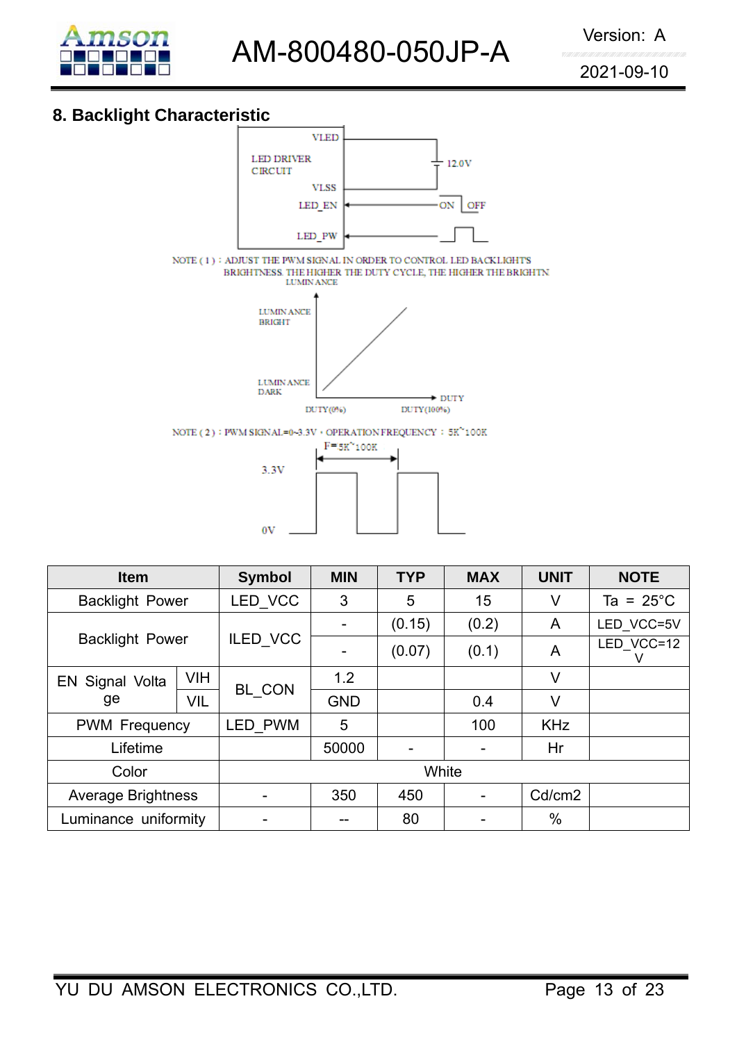## 8. Backlight Characteristic

VLED

LED DRIVER CIRCUIT

VLSS

LED_EN

LED_PW

12.0V

ON OFF

NOTE ( 1 ) : ADJUST THE PWM SIGNAL IN ORDER TO CONTROL LED BACKLIGHTS BRIGHTNESS. THE HIGHER THE DUTY CYCLE, THE HIGHER THE BRIGHTN

LUMINANCE

LUMINANCE BRIGHT

LUMINANCE DARK

DUTY

DUTY(0%) DUTY(100%)

NOTE ( 2 ) : PWM SIGNAL=0~3.3V, OPERATION FREQUENCY : 5K~100K

F=5K~100K

3.3V

0V

| Item | | Symbol | MIN | TYP | MAX | UNIT | NOTE |
|---|---|---|---|---|---|---|---|
| Backlight Power | | LED_VCC | 3 | 5 | 15 | V | Ta = 25°C |
| Backlight Power | | ILED_VCC | - | (0.15) | (0.2) | A | LED_VCC=5V |
| | | | - | (0.07) | (0.1) | A | LED_VCC=12V |
| EN Signal Voltage | VIH | BL_CON | 1.2 | | | V | |
| | VIL | | GND | | 0.4 | V | |
| PWM Frequency | | LED_PWM | 5 | | 100 | KHz | |
| Lifetime | | | 50000 | - | - | Hr | |
| Color | | White | | | | | |
| Average Brightness | | - | 350 | 450 | - | Cd/cm2 | |
| Luminance uniformity | | - | -- | 80 | - | % | |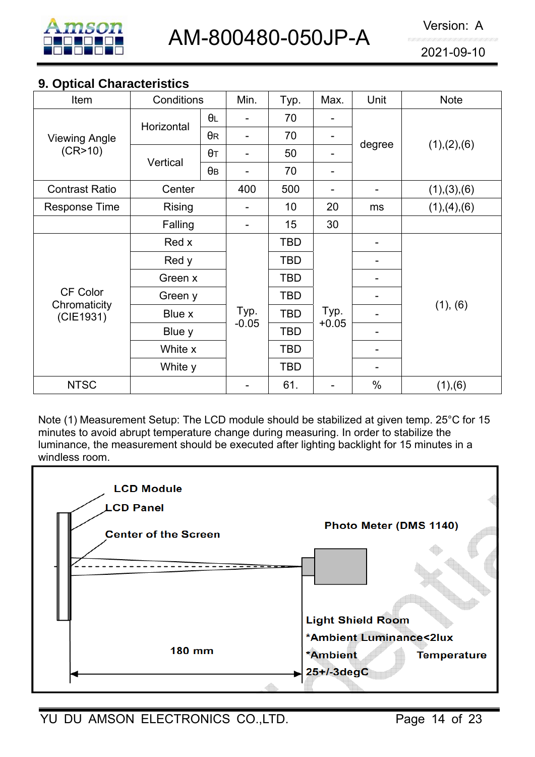## 9. Optical Characteristics

| Item | Conditions | | Min. | Typ. | Max. | Unit | Note |
|---|---|---|---|---|---|---|---|
| Viewing Angle (CR>10) | Horizontal | θL | - | 70 | - | degree | (1),(2),(6) |
| | | θR | - | 70 | - | | |
| | Vertical | θT | - | 50 | - | | |
| | | θB | - | 70 | - | | |
| Contrast Ratio | Center | | 400 | 500 | - | - | (1),(3),(6) |
| Response Time | Rising | | - | 10 | 20 | ms | (1),(4),(6) |
| | Falling | | - | 15 | 30 | | |
| CF Color Chromaticity (CIE1931) | Red x | | Typ. -0.05 | TBD | Typ. +0.05 | - | (1), (6) |
| | Red y | | | TBD | | - | |
| | Green x | | | TBD | | - | |
| | Green y | | | TBD | | - | |
| | Blue x | | | TBD | | - | |
| | Blue y | | | TBD | | - | |
| | White x | | | TBD | | - | |
| | White y | | | TBD | | - | |
| NTSC | | | - | 61. | - | % | (1),(6) |

Note (1) Measurement Setup: The LCD module should be stabilized at given temp. 25°C for 15 minutes to avoid abrupt temperature change during measuring. In order to stabilize the luminance, the measurement should be executed after lighting backlight for 15 minutes in a windless room.

LCD Module

LCD Panel

Center of the Screen

Photo Meter (DMS 1140)

Light Shield Room

*Ambient Luminance<2lux

*Ambient Temperature 25+/-3degC

180 mm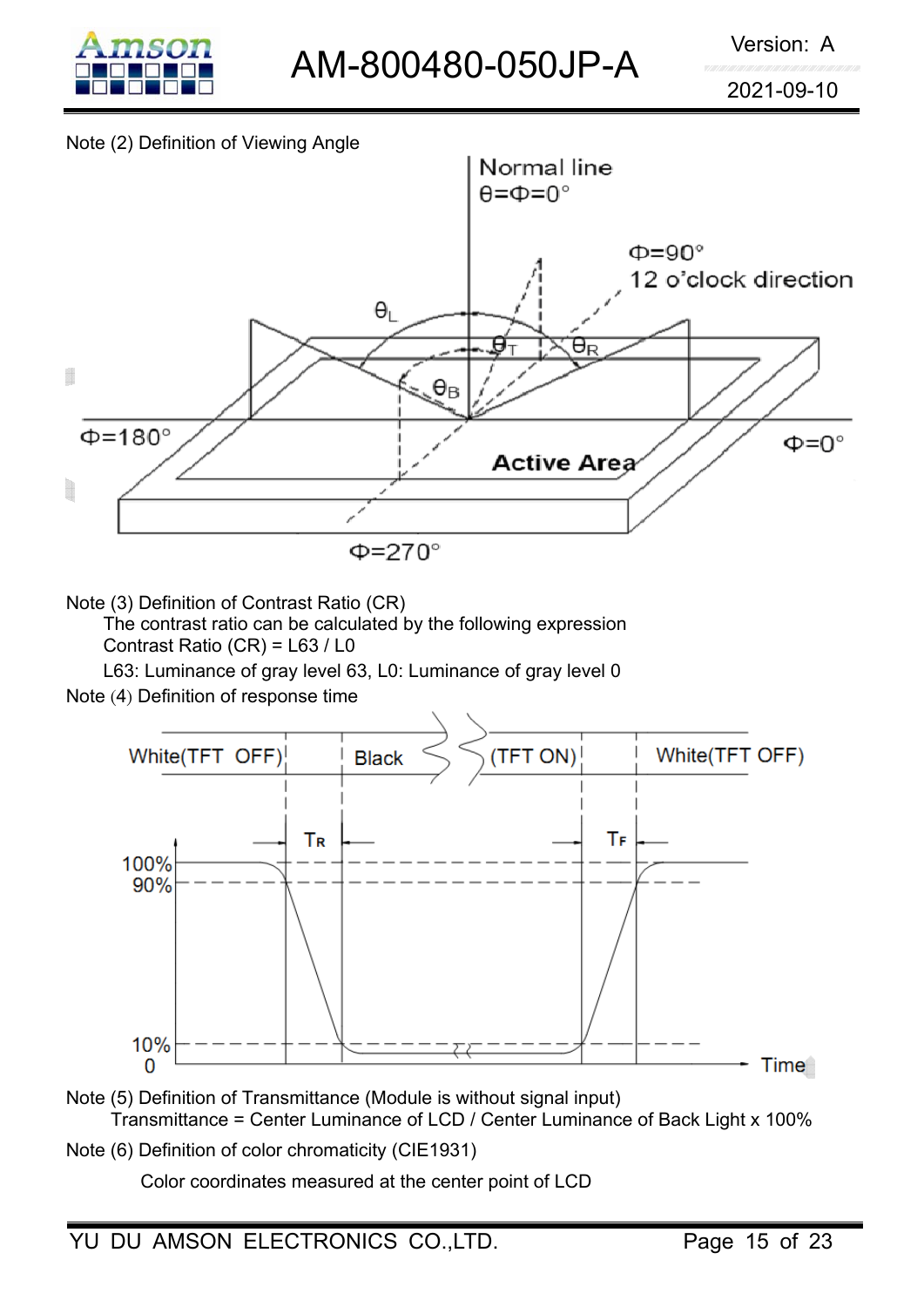Note (2) Definition of Viewing Angle

Note (3) Definition of Contrast Ratio (CR)

The contrast ratio can be calculated by the following expression

Contrast Ratio (CR) = L63 / L0

L63: Luminance of gray level 63, L0: Luminance of gray level 0

Note (4) Definition of response time

Note (5) Definition of Transmittance (Module is without signal input)

Transmittance = Center Luminance of LCD / Center Luminance of Back Light x 100%

Note (6) Definition of color chromaticity (CIE1931)

Color coordinates measured at the center point of LCD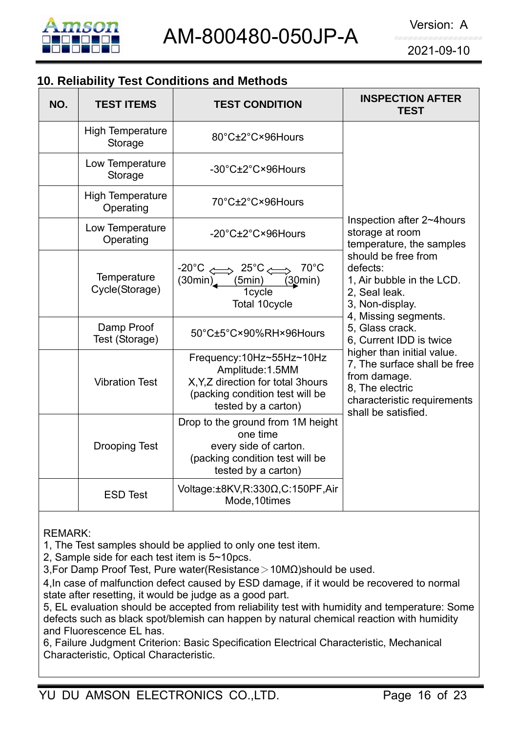## 10. Reliability Test Conditions and Methods

| NO. | TEST ITEMS | TEST CONDITION | INSPECTION AFTER TEST |
|---|---|---|---|
| | High Temperature Storage | 80°C±2°C×96Hours | Inspection after 2~4hours storage at room temperature, the samples should be free from defects:<br>1, Air bubble in the LCD.<br>2, Seal leak.<br>3, Non-display.<br>4, Missing segments.<br>5, Glass crack.<br>6, Current IDD is twice higher than initial value.<br>7, The surface shall be free from damage.<br>8, The electric characteristic requirements shall be satisfied. |
| | Low Temperature Storage | -30°C±2°C×96Hours | |
| | High Temperature Operating | 70°C±2°C×96Hours | |
| | Low Temperature Operating | -20°C±2°C×96Hours | |
| | Temperature Cycle(Storage) | -20°C ⟺ 25°C ⟺ 70°C<br>(30min) (5min) (30min)<br>1cycle<br>Total 10cycle | |
| | Damp Proof Test (Storage) | 50°C±5°C×90%RH×96Hours | |
| | Vibration Test | Frequency:10Hz~55Hz~10Hz<br>Amplitude:1.5MM<br>X,Y,Z direction for total 3hours<br>(packing condition test will be tested by a carton) | |
| | Drooping Test | Drop to the ground from 1M height one time<br>every side of carton.<br>(packing condition test will be tested by a carton) | |
| | ESD Test | Voltage:±8KV,R:330Ω,C:150PF,Air Mode,10times | |

REMARK:

1, The Test samples should be applied to only one test item.

2, Sample side for each test item is 5~10pcs.

3,For Damp Proof Test, Pure water(Resistance＞10MΩ)should be used.

4,In case of malfunction defect caused by ESD damage, if it would be recovered to normal state after resetting, it would be judge as a good part.

5, EL evaluation should be accepted from reliability test with humidity and temperature: Some defects such as black spot/blemish can happen by natural chemical reaction with humidity and Fluorescence EL has.

6, Failure Judgment Criterion: Basic Specification Electrical Characteristic, Mechanical Characteristic, Optical Characteristic.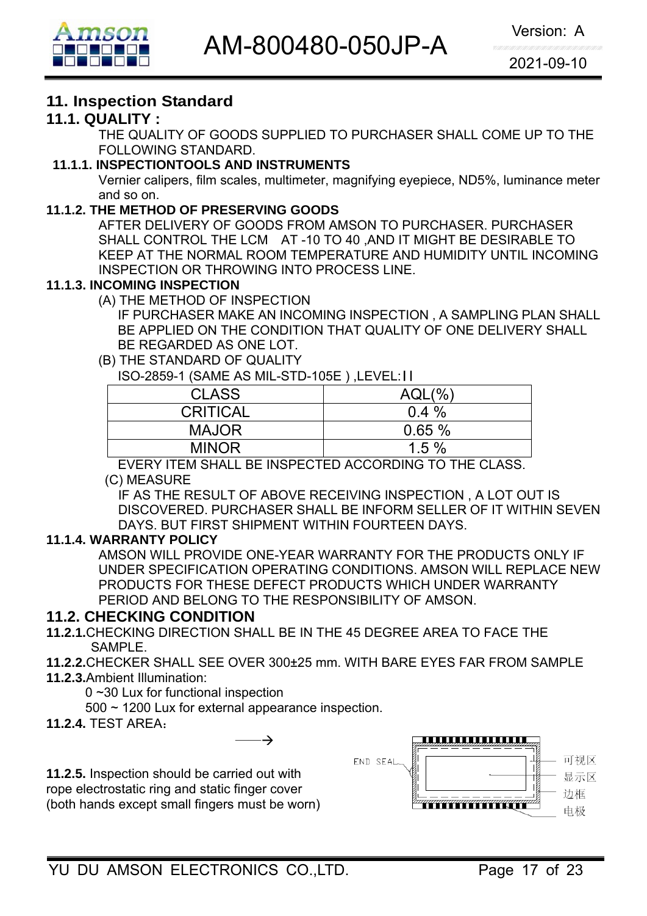# 11. Inspection Standard

## 11.1. QUALITY :

THE QUALITY OF GOODS SUPPLIED TO PURCHASER SHALL COME UP TO THE FOLLOWING STANDARD.

### 11.1.1. INSPECTIONTOOLS AND INSTRUMENTS

Vernier calipers, film scales, multimeter, magnifying eyepiece, ND5%, luminance meter and so on.

### 11.1.2. THE METHOD OF PRESERVING GOODS

AFTER DELIVERY OF GOODS FROM AMSON TO PURCHASER. PURCHASER SHALL CONTROL THE LCM AT -10 TO 40 ,AND IT MIGHT BE DESIRABLE TO KEEP AT THE NORMAL ROOM TEMPERATURE AND HUMIDITY UNTIL INCOMING INSPECTION OR THROWING INTO PROCESS LINE.

### 11.1.3. INCOMING INSPECTION

(A) THE METHOD OF INSPECTION

IF PURCHASER MAKE AN INCOMING INSPECTION , A SAMPLING PLAN SHALL BE APPLIED ON THE CONDITION THAT QUALITY OF ONE DELIVERY SHALL BE REGARDED AS ONE LOT.

(B) THE STANDARD OF QUALITY

ISO-2859-1 (SAME AS MIL-STD-105E ) ,LEVEL:II

| CLASS | AQL(%) |
|---|---|
| CRITICAL | 0.4 % |
| MAJOR | 0.65 % |
| MINOR | 1.5 % |

EVERY ITEM SHALL BE INSPECTED ACCORDING TO THE CLASS.

(C) MEASURE

IF AS THE RESULT OF ABOVE RECEIVING INSPECTION , A LOT OUT IS DISCOVERED. PURCHASER SHALL BE INFORM SELLER OF IT WITHIN SEVEN DAYS. BUT FIRST SHIPMENT WITHIN FOURTEEN DAYS.

### 11.1.4. WARRANTY POLICY

AMSON WILL PROVIDE ONE-YEAR WARRANTY FOR THE PRODUCTS ONLY IF UNDER SPECIFICATION OPERATING CONDITIONS. AMSON WILL REPLACE NEW PRODUCTS FOR THESE DEFECT PRODUCTS WHICH UNDER WARRANTY PERIOD AND BELONG TO THE RESPONSIBILITY OF AMSON.

## 11.2. CHECKING CONDITION

**11.2.1.** CHECKING DIRECTION SHALL BE IN THE 45 DEGREE AREA TO FACE THE SAMPLE.

**11.2.2.** CHECKER SHALL SEE OVER 300±25 mm. WITH BARE EYES FAR FROM SAMPLE

**11.2.3.** Ambient Illumination:

0 ~30 Lux for functional inspection

500 ~ 1200 Lux for external appearance inspection.

**11.2.4.** TEST AREA：

→

END SEAL

可视区

显示区

边框

电极

**11.2.5.** Inspection should be carried out with rope electrostatic ring and static finger cover (both hands except small fingers must be worn)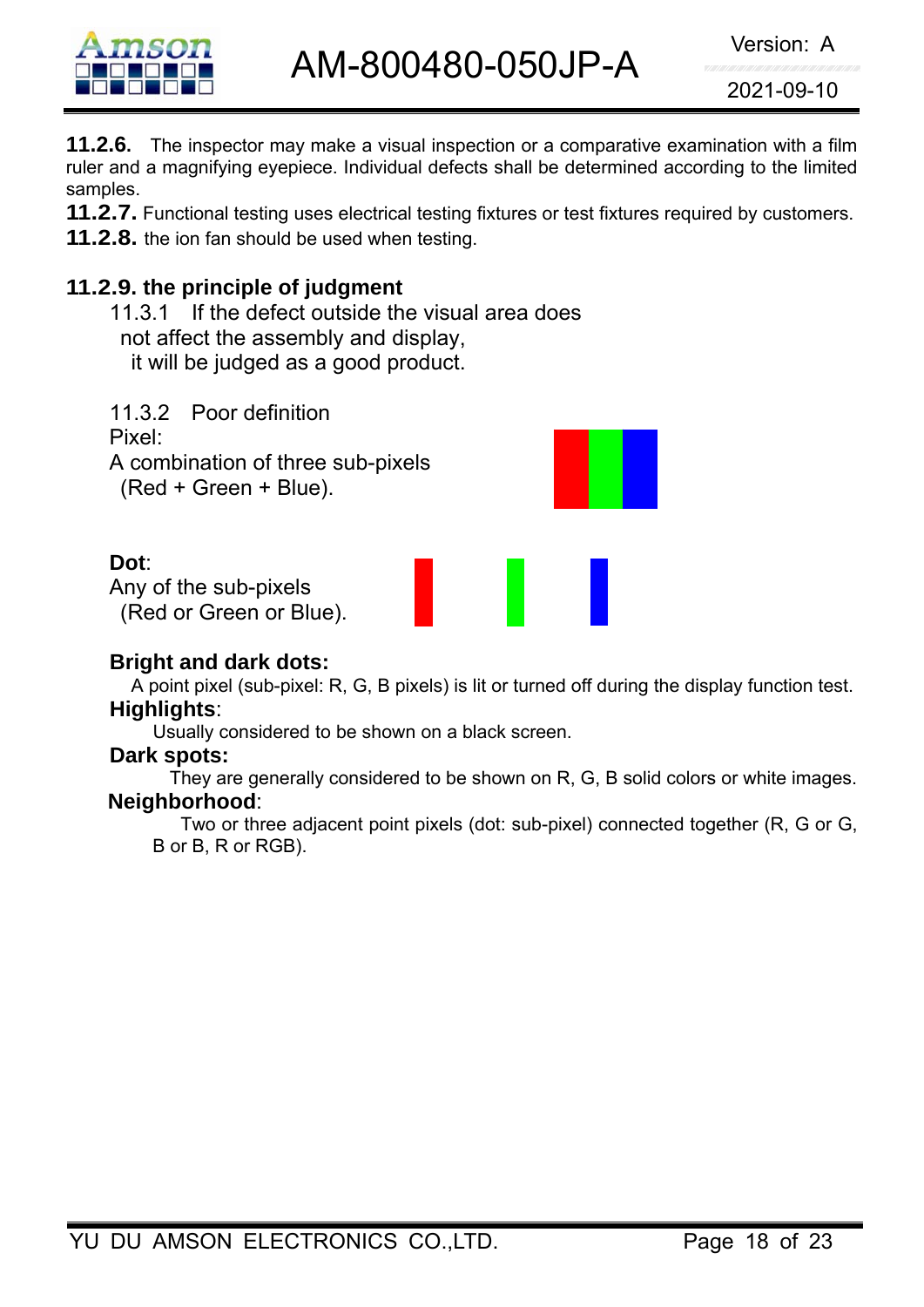**11.2.6.** The inspector may make a visual inspection or a comparative examination with a film ruler and a magnifying eyepiece. Individual defects shall be determined according to the limited samples.

**11.2.7.** Functional testing uses electrical testing fixtures or test fixtures required by customers.

**11.2.8.** the ion fan should be used when testing.

### 11.2.9. the principle of judgment

11.3.1 If the defect outside the visual area does not affect the assembly and display, it will be judged as a good product.

11.3.2 Poor definition

Pixel:
A combination of three sub-pixels (Red + Green + Blue).

**Dot**:
Any of the sub-pixels (Red or Green or Blue).

**Bright and dark dots:**
A point pixel (sub-pixel: R, G, B pixels) is lit or turned off during the display function test.

**Highlights**:
Usually considered to be shown on a black screen.

**Dark spots:**
They are generally considered to be shown on R, G, B solid colors or white images.

**Neighborhood**:
Two or three adjacent point pixels (dot: sub-pixel) connected together (R, G or G, B or B, R or RGB).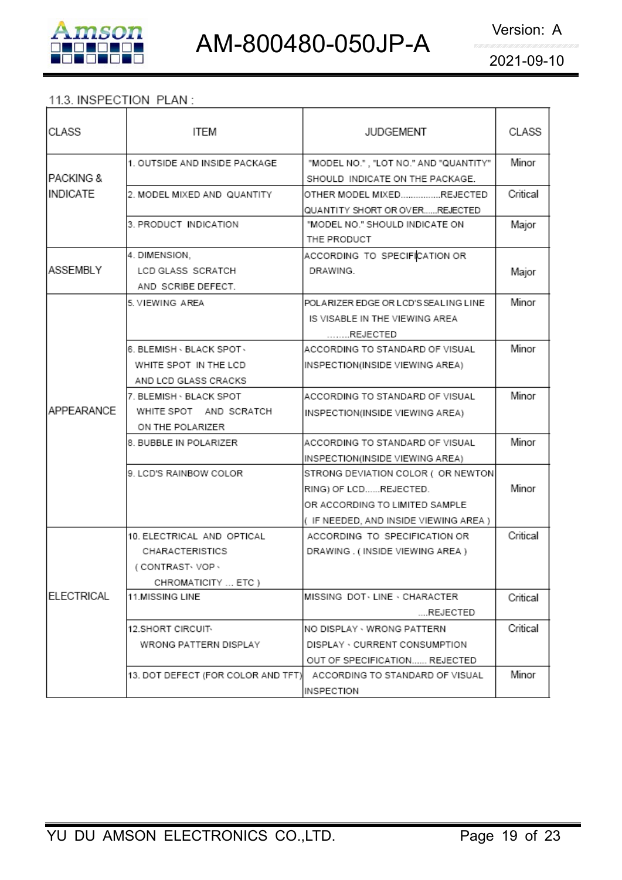11.3. INSPECTION PLAN :

| CLASS | ITEM | JUDGEMENT | CLASS |
|---|---|---|---|
| PACKING & INDICATE | 1. OUTSIDE AND INSIDE PACKAGE | "MODEL NO." , "LOT NO." AND "QUANTITY" SHOULD INDICATE ON THE PACKAGE. | Minor |
| | 2. MODEL MIXED AND QUANTITY | OTHER MODEL MIXED................REJECTED QUANTITY SHORT OR OVER......REJECTED | Critical |
| | 3. PRODUCT INDICATION | "MODEL NO." SHOULD INDICATE ON THE PRODUCT | Major |
| ASSEMBLY | 4. DIMENSION, LCD GLASS SCRATCH AND SCRIBE DEFECT. | ACCORDING TO SPECIFICATION OR DRAWING. | Major |
| APPEARANCE | 5. VIEWING AREA | POLARIZER EDGE OR LCD'S SEALING LINE IS VISABLE IN THE VIEWING AREA ........REJECTED | Minor |
| | 6. BLEMISH、BLACK SPOT、WHITE SPOT IN THE LCD AND LCD GLASS CRACKS | ACCORDING TO STANDARD OF VISUAL INSPECTION(INSIDE VIEWING AREA) | Minor |
| | 7. BLEMISH、BLACK SPOT WHITE SPOT AND SCRATCH ON THE POLARIZER | ACCORDING TO STANDARD OF VISUAL INSPECTION(INSIDE VIEWING AREA) | Minor |
| | 8. BUBBLE IN POLARIZER | ACCORDING TO STANDARD OF VISUAL INSPECTION(INSIDE VIEWING AREA) | Minor |
| | 9. LCD'S RAINBOW COLOR | STRONG DEVIATION COLOR ( OR NEWTON RING) OF LCD......REJECTED. OR ACCORDING TO LIMITED SAMPLE ( IF NEEDED, AND INSIDE VIEWING AREA ) | Minor |
| ELECTRICAL | 10. ELECTRICAL AND OPTICAL CHARACTERISTICS ( CONTRAST、VOP、CHROMATICITY ... ETC ) | ACCORDING TO SPECIFICATION OR DRAWING . ( INSIDE VIEWING AREA ) | Critical |
| | 11.MISSING LINE | MISSING DOT、LINE、CHARACTER ....REJECTED | Critical |
| | 12.SHORT CIRCUIT、WRONG PATTERN DISPLAY | NO DISPLAY、WRONG PATTERN DISPLAY、CURRENT CONSUMPTION OUT OF SPECIFICATION...... REJECTED | Critical |
| | 13. DOT DEFECT (FOR COLOR AND TFT) | ACCORDING TO STANDARD OF VISUAL INSPECTION | Minor |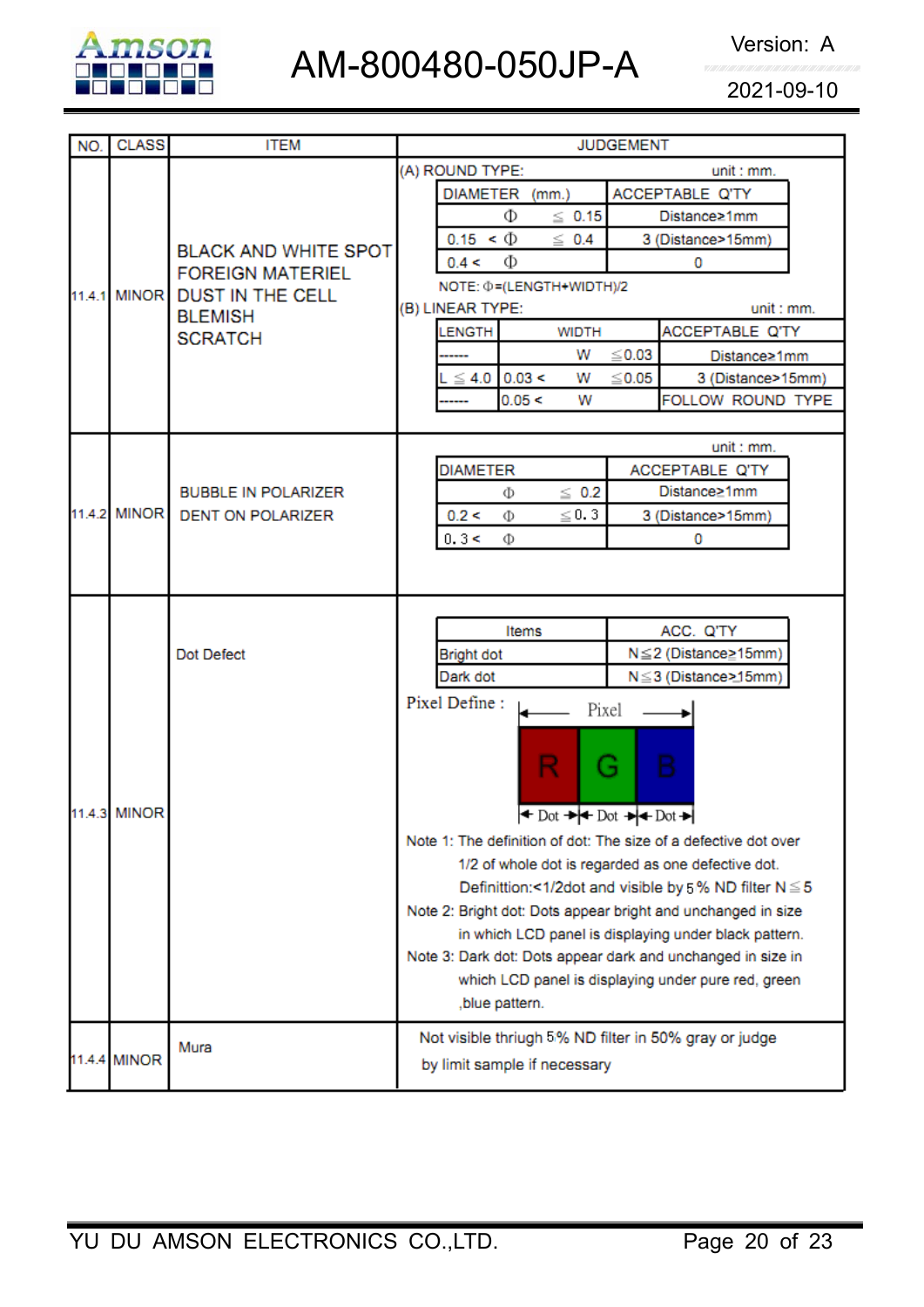| NO. | CLASS | ITEM | JUDGEMENT |
|---|---|---|---|
| 11.4.1 | MINOR | BLACK AND WHITE SPOT<br>FOREIGN MATERIEL<br>DUST IN THE CELL<br>BLEMISH<br>SCRATCH | (A) ROUND TYPE: unit : mm.<br><br>DIAMETER (mm.) / ACCEPTABLE Q'TY:<br>Φ ≦ 0.15 — Distance≥1mm<br>0.15 < Φ ≦ 0.4 — 3 (Distance>15mm)<br>0.4 < Φ — 0<br><br>NOTE: Φ=(LENGTH+WIDTH)/2<br><br>(B) LINEAR TYPE: unit : mm.<br><br>LENGTH / WIDTH / ACCEPTABLE Q'TY:<br>------ / W ≦0.03 — Distance≥1mm<br>L ≦ 4.0 / 0.03 < W ≦0.05 — 3 (Distance>15mm)<br>------ / 0.05 < W — FOLLOW ROUND TYPE |
| 11.4.2 | MINOR | BUBBLE IN POLARIZER<br>DENT ON POLARIZER | unit : mm.<br><br>DIAMETER / ACCEPTABLE Q'TY:<br>Φ ≦ 0.2 — Distance≥1mm<br>0.2 < Φ ≦0.3 — 3 (Distance>15mm)<br>0.3 < Φ — 0 |
| 11.4.3 | MINOR | Dot Defect | Items / ACC. Q'TY:<br>Bright dot — N≦2 (Distance≥15mm)<br>Dark dot — N≦3 (Distance≥15mm)<br><br>Pixel Define : Pixel = R (Dot) + G (Dot) + B (Dot)<br><br>Note 1: The definition of dot: The size of a defective dot over 1/2 of whole dot is regarded as one defective dot. Definittion:<1/2dot and visible by 5% ND filter N≦5<br>Note 2: Bright dot: Dots appear bright and unchanged in size in which LCD panel is displaying under black pattern.<br>Note 3: Dark dot: Dots appear dark and unchanged in size in which LCD panel is displaying under pure red, green ,blue pattern. |
| 11.4.4 | MINOR | Mura | Not visible thriugh 5% ND filter in 50% gray or judge by limit sample if necessary |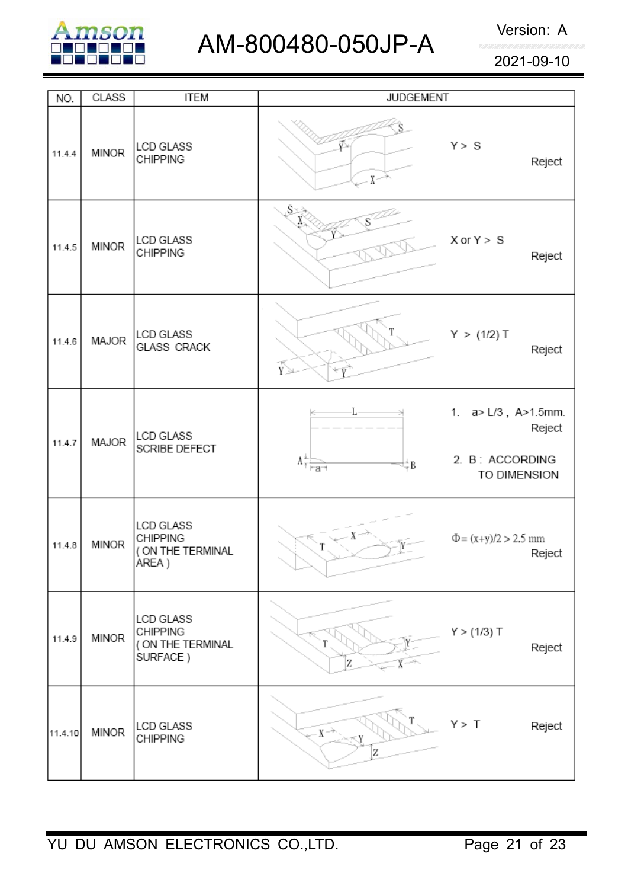| NO. | CLASS | ITEM | JUDGEMENT |
|---|---|---|---|
| 11.4.4 | MINOR | LCD GLASS CHIPPING | Y > S Reject |
| 11.4.5 | MINOR | LCD GLASS CHIPPING | X or Y > S Reject |
| 11.4.6 | MAJOR | LCD GLASS GLASS CRACK | Y > (1/2) T Reject |
| 11.4.7 | MAJOR | LCD GLASS SCRIBE DEFECT | 1. a> L/3 , A>1.5mm. Reject<br>2. B : ACCORDING TO DIMENSION |
| 11.4.8 | MINOR | LCD GLASS CHIPPING ( ON THE TERMINAL AREA ) | $\Phi = (x+y)/2 > 2.5$ mm Reject |
| 11.4.9 | MINOR | LCD GLASS CHIPPING ( ON THE TERMINAL SURFACE ) | Y > (1/3) T Reject |
| 11.4.10 | MINOR | LCD GLASS CHIPPING | Y > T Reject |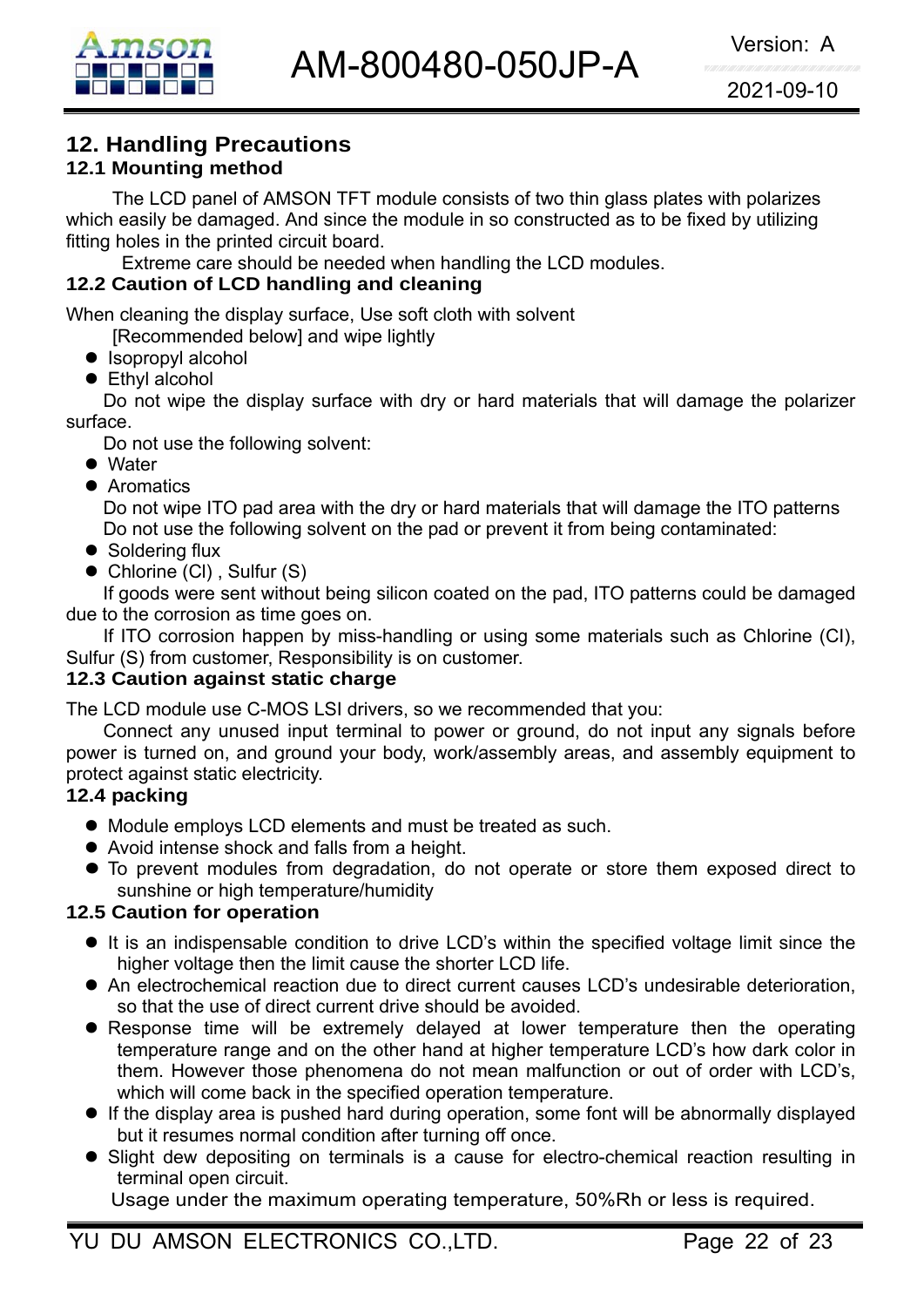## 12. Handling Precautions

### 12.1 Mounting method

The LCD panel of AMSON TFT module consists of two thin glass plates with polarizes which easily be damaged. And since the module in so constructed as to be fixed by utilizing fitting holes in the printed circuit board.

Extreme care should be needed when handling the LCD modules.

### 12.2 Caution of LCD handling and cleaning

When cleaning the display surface, Use soft cloth with solvent
[Recommended below] and wipe lightly

- Isopropyl alcohol
- Ethyl alcohol

Do not wipe the display surface with dry or hard materials that will damage the polarizer surface.

Do not use the following solvent:

- Water
- Aromatics

Do not wipe ITO pad area with the dry or hard materials that will damage the ITO patterns
Do not use the following solvent on the pad or prevent it from being contaminated:

- Soldering flux
- Chlorine (Cl) , Sulfur (S)

If goods were sent without being silicon coated on the pad, ITO patterns could be damaged due to the corrosion as time goes on.

If ITO corrosion happen by miss-handling or using some materials such as Chlorine (CI), Sulfur (S) from customer, Responsibility is on customer.

### 12.3 Caution against static charge

The LCD module use C-MOS LSI drivers, so we recommended that you:

Connect any unused input terminal to power or ground, do not input any signals before power is turned on, and ground your body, work/assembly areas, and assembly equipment to protect against static electricity.

### 12.4 packing

- Module employs LCD elements and must be treated as such.
- Avoid intense shock and falls from a height.
- To prevent modules from degradation, do not operate or store them exposed direct to sunshine or high temperature/humidity

### 12.5 Caution for operation

- It is an indispensable condition to drive LCD's within the specified voltage limit since the higher voltage then the limit cause the shorter LCD life.
- An electrochemical reaction due to direct current causes LCD's undesirable deterioration, so that the use of direct current drive should be avoided.
- Response time will be extremely delayed at lower temperature then the operating temperature range and on the other hand at higher temperature LCD's how dark color in them. However those phenomena do not mean malfunction or out of order with LCD's, which will come back in the specified operation temperature.
- If the display area is pushed hard during operation, some font will be abnormally displayed but it resumes normal condition after turning off once.
- Slight dew depositing on terminals is a cause for electro-chemical reaction resulting in terminal open circuit.

Usage under the maximum operating temperature, 50%Rh or less is required.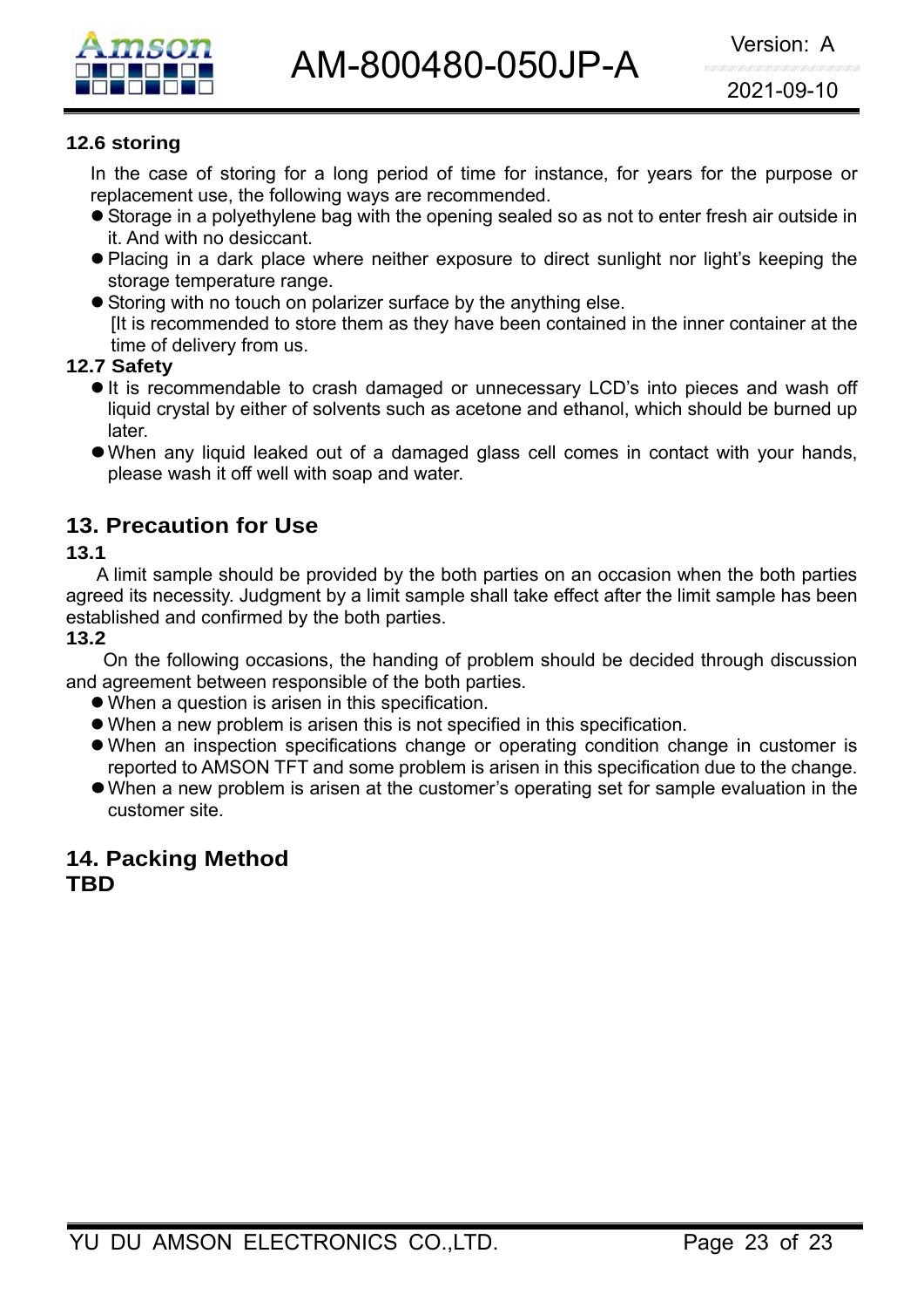### 12.6 storing

In the case of storing for a long period of time for instance, for years for the purpose or replacement use, the following ways are recommended.

- Storage in a polyethylene bag with the opening sealed so as not to enter fresh air outside in it. And with no desiccant.
- Placing in a dark place where neither exposure to direct sunlight nor light's keeping the storage temperature range.
- Storing with no touch on polarizer surface by the anything else.
  [It is recommended to store them as they have been contained in the inner container at the time of delivery from us.

### 12.7 Safety

- It is recommendable to crash damaged or unnecessary LCD's into pieces and wash off liquid crystal by either of solvents such as acetone and ethanol, which should be burned up later.
- When any liquid leaked out of a damaged glass cell comes in contact with your hands, please wash it off well with soap and water.

## 13. Precaution for Use

**13.1**

A limit sample should be provided by the both parties on an occasion when the both parties agreed its necessity. Judgment by a limit sample shall take effect after the limit sample has been established and confirmed by the both parties.

**13.2**

On the following occasions, the handing of problem should be decided through discussion and agreement between responsible of the both parties.

- When a question is arisen in this specification.
- When a new problem is arisen this is not specified in this specification.
- When an inspection specifications change or operating condition change in customer is reported to AMSON TFT and some problem is arisen in this specification due to the change.
- When a new problem is arisen at the customer's operating set for sample evaluation in the customer site.

## 14. Packing Method

**TBD**